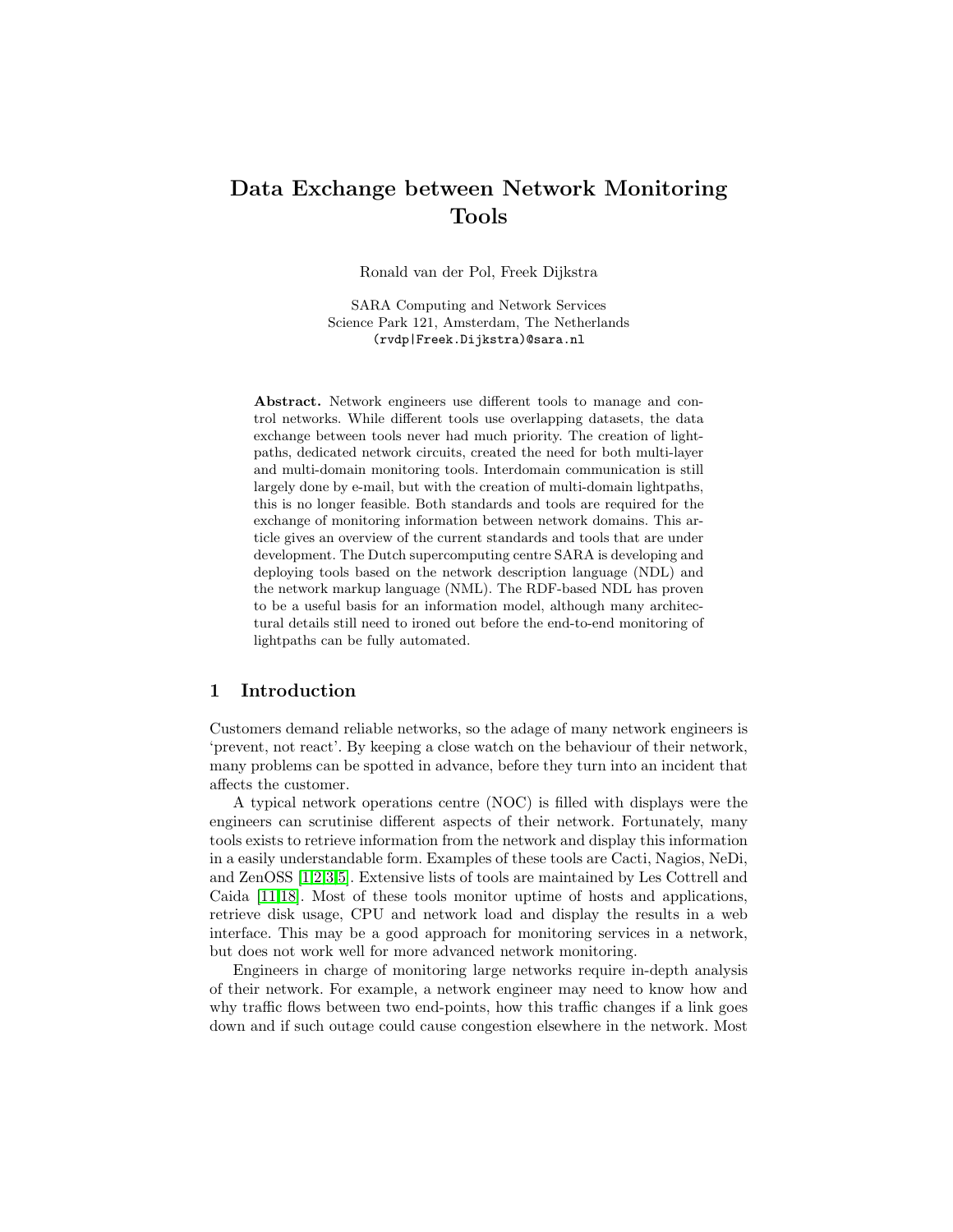# Data Exchange between Network Monitoring Tools

Ronald van der Pol, Freek Dijkstra

SARA Computing and Network Services
Science Park 121, Amsterdam, The Netherlands
(rvdp|Freek.Dijkstra)@sara.nl

**Abstract.** Network engineers use different tools to manage and control networks. While different tools use overlapping datasets, the data exchange between tools never had much priority. The creation of lightpaths, dedicated network circuits, created the need for both multi-layer and multi-domain monitoring tools. Interdomain communication is still largely done by e-mail, but with the creation of multi-domain lightpaths, this is no longer feasible. Both standards and tools are required for the exchange of monitoring information between network domains. This article gives an overview of the current standards and tools that are under development. The Dutch supercomputing centre SARA is developing and deploying tools based on the network description language (NDL) and the network markup language (NML). The RDF-based NDL has proven to be a useful basis for an information model, although many architectural details still need to ironed out before the end-to-end monitoring of lightpaths can be fully automated.

## 1 Introduction

Customers demand reliable networks, so the adage of many network engineers is 'prevent, not react'. By keeping a close watch on the behaviour of their network, many problems can be spotted in advance, before they turn into an incident that affects the customer.

A typical network operations centre (NOC) is filled with displays were the engineers can scrutinise different aspects of their network. Fortunately, many tools exists to retrieve information from the network and display this information in a easily understandable form. Examples of these tools are Cacti, Nagios, NeDi, and ZenOSS [1,2,3,5]. Extensive lists of tools are maintained by Les Cottrell and Caida [11,18]. Most of these tools monitor uptime of hosts and applications, retrieve disk usage, CPU and network load and display the results in a web interface. This may be a good approach for monitoring services in a network, but does not work well for more advanced network monitoring.

Engineers in charge of monitoring large networks require in-depth analysis of their network. For example, a network engineer may need to know how and why traffic flows between two end-points, how this traffic changes if a link goes down and if such outage could cause congestion elsewhere in the network. Most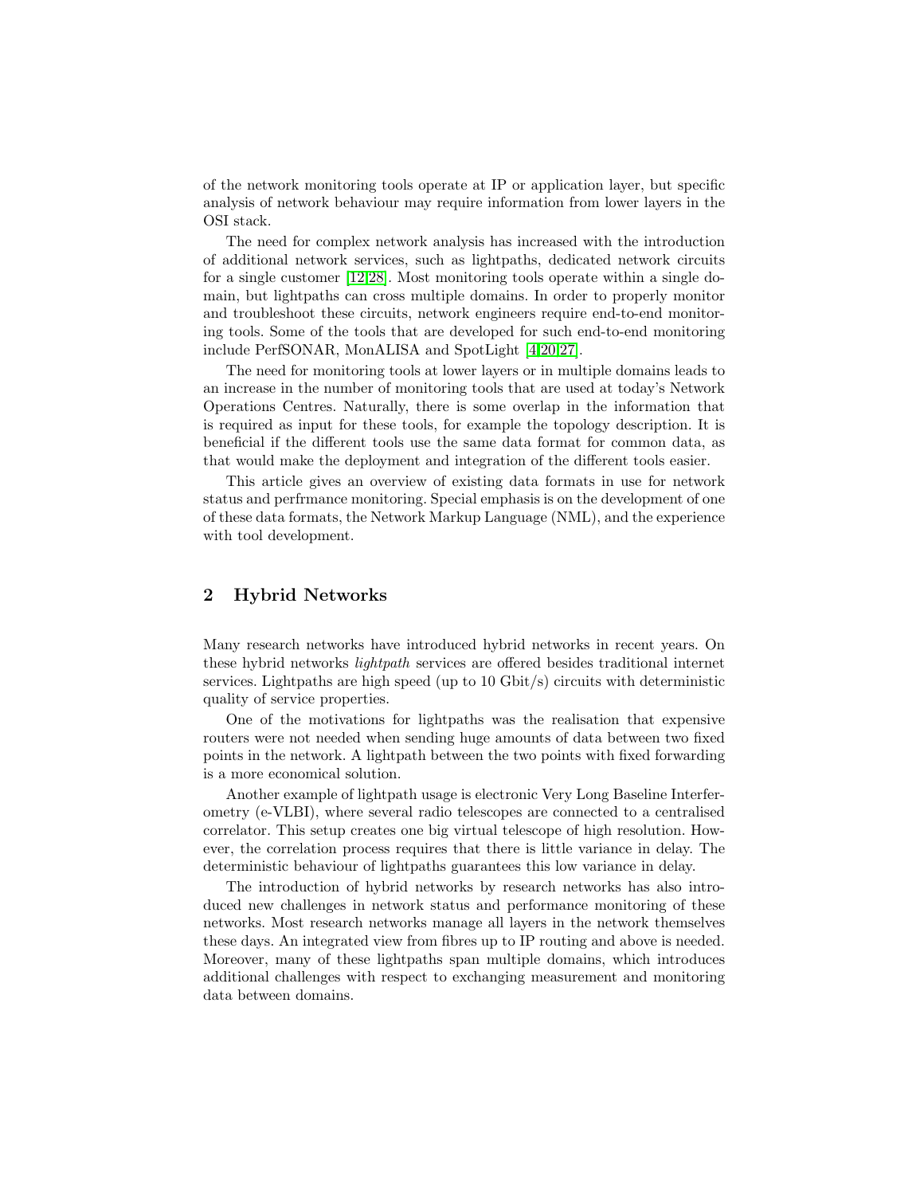of the network monitoring tools operate at IP or application layer, but specific analysis of network behaviour may require information from lower layers in the OSI stack.

The need for complex network analysis has increased with the introduction of additional network services, such as lightpaths, dedicated network circuits for a single customer [12,28]. Most monitoring tools operate within a single domain, but lightpaths can cross multiple domains. In order to properly monitor and troubleshoot these circuits, network engineers require end-to-end monitoring tools. Some of the tools that are developed for such end-to-end monitoring include PerfSONAR, MonALISA and SpotLight [4,20,27].

The need for monitoring tools at lower layers or in multiple domains leads to an increase in the number of monitoring tools that are used at today's Network Operations Centres. Naturally, there is some overlap in the information that is required as input for these tools, for example the topology description. It is beneficial if the different tools use the same data format for common data, as that would make the deployment and integration of the different tools easier.

This article gives an overview of existing data formats in use for network status and perfrmance monitoring. Special emphasis is on the development of one of these data formats, the Network Markup Language (NML), and the experience with tool development.

## 2 Hybrid Networks

Many research networks have introduced hybrid networks in recent years. On these hybrid networks *lightpath* services are offered besides traditional internet services. Lightpaths are high speed (up to 10 Gbit/s) circuits with deterministic quality of service properties.

One of the motivations for lightpaths was the realisation that expensive routers were not needed when sending huge amounts of data between two fixed points in the network. A lightpath between the two points with fixed forwarding is a more economical solution.

Another example of lightpath usage is electronic Very Long Baseline Interferometry (e-VLBI), where several radio telescopes are connected to a centralised correlator. This setup creates one big virtual telescope of high resolution. However, the correlation process requires that there is little variance in delay. The deterministic behaviour of lightpaths guarantees this low variance in delay.

The introduction of hybrid networks by research networks has also introduced new challenges in network status and performance monitoring of these networks. Most research networks manage all layers in the network themselves these days. An integrated view from fibres up to IP routing and above is needed. Moreover, many of these lightpaths span multiple domains, which introduces additional challenges with respect to exchanging measurement and monitoring data between domains.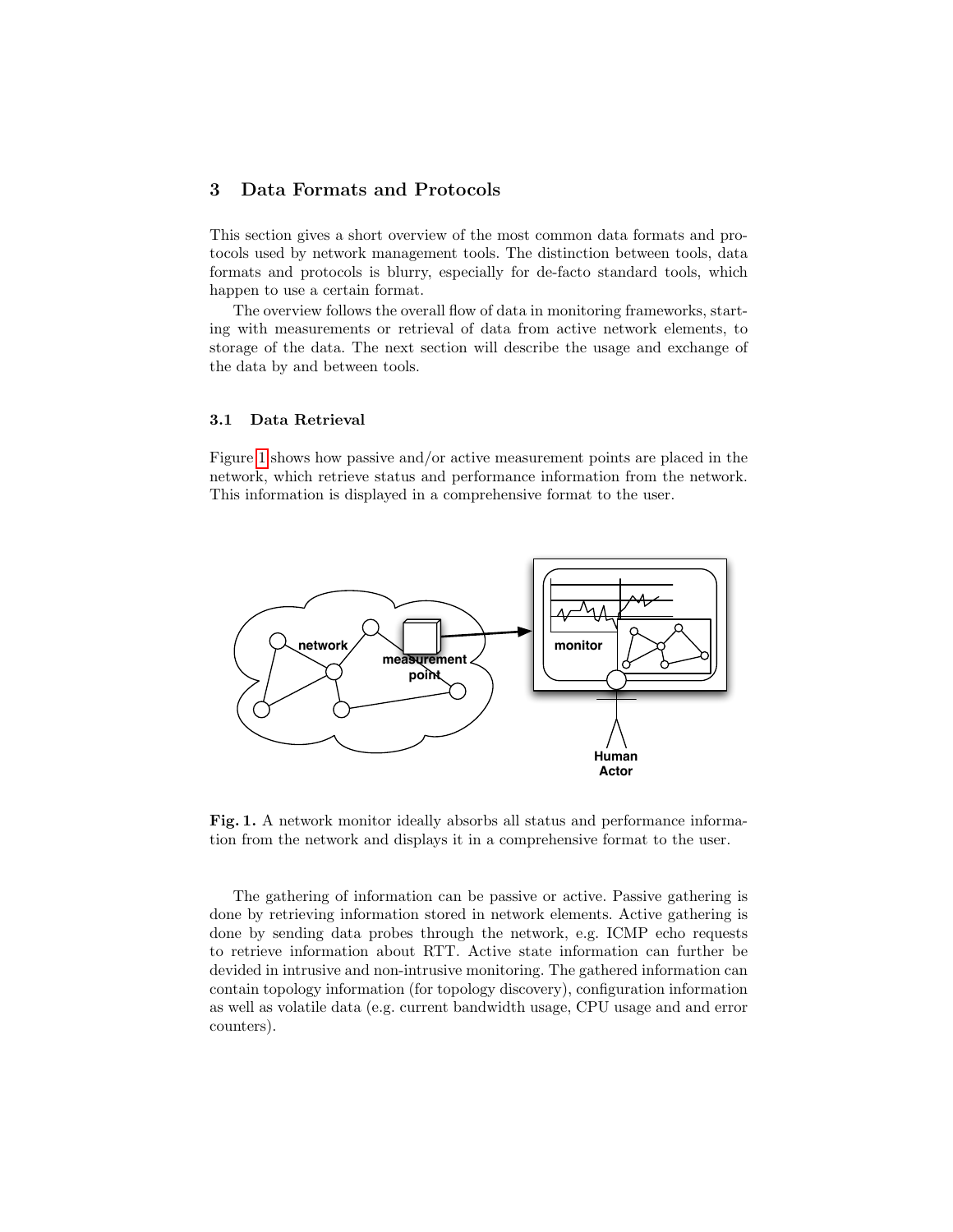## 3 Data Formats and Protocols

This section gives a short overview of the most common data formats and protocols used by network management tools. The distinction between tools, data formats and protocols is blurry, especially for de-facto standard tools, which happen to use a certain format.

The overview follows the overall flow of data in monitoring frameworks, starting with measurements or retrieval of data from active network elements, to storage of the data. The next section will describe the usage and exchange of the data by and between tools.

### 3.1 Data Retrieval

Figure 1 shows how passive and/or active measurement points are placed in the network, which retrieve status and performance information from the network. This information is displayed in a comprehensive format to the user.

**Fig. 1.** A network monitor ideally absorbs all status and performance information from the network and displays it in a comprehensive format to the user.

The gathering of information can be passive or active. Passive gathering is done by retrieving information stored in network elements. Active gathering is done by sending data probes through the network, e.g. ICMP echo requests to retrieve information about RTT. Active state information can further be devided in intrusive and non-intrusive monitoring. The gathered information can contain topology information (for topology discovery), configuration information as well as volatile data (e.g. current bandwidth usage, CPU usage and and error counters).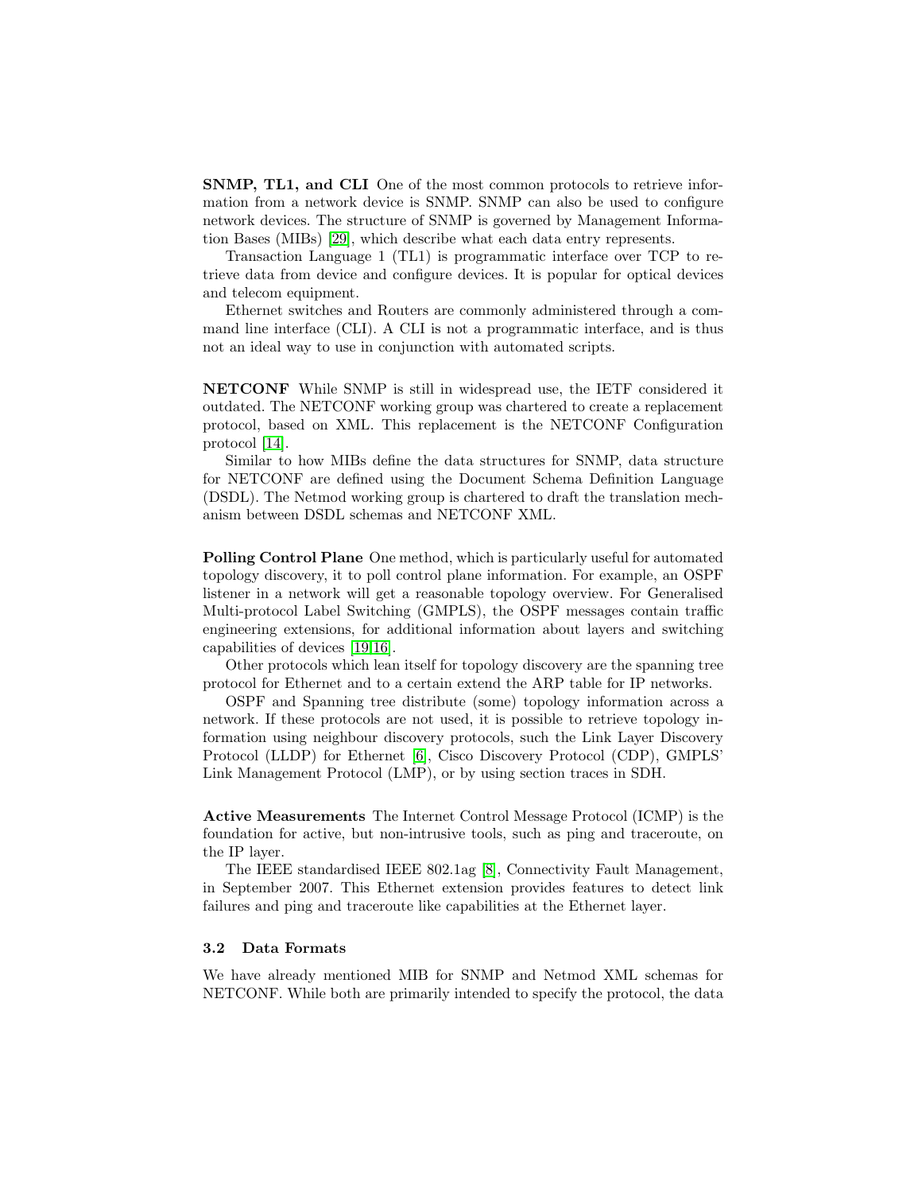**SNMP, TL1, and CLI** One of the most common protocols to retrieve information from a network device is SNMP. SNMP can also be used to configure network devices. The structure of SNMP is governed by Management Information Bases (MIBs) [29], which describe what each data entry represents.

Transaction Language 1 (TL1) is programmatic interface over TCP to retrieve data from device and configure devices. It is popular for optical devices and telecom equipment.

Ethernet switches and Routers are commonly administered through a command line interface (CLI). A CLI is not a programmatic interface, and is thus not an ideal way to use in conjunction with automated scripts.

**NETCONF** While SNMP is still in widespread use, the IETF considered it outdated. The NETCONF working group was chartered to create a replacement protocol, based on XML. This replacement is the NETCONF Configuration protocol [14].

Similar to how MIBs define the data structures for SNMP, data structure for NETCONF are defined using the Document Schema Definition Language (DSDL). The Netmod working group is chartered to draft the translation mechanism between DSDL schemas and NETCONF XML.

**Polling Control Plane** One method, which is particularly useful for automated topology discovery, it to poll control plane information. For example, an OSPF listener in a network will get a reasonable topology overview. For Generalised Multi-protocol Label Switching (GMPLS), the OSPF messages contain traffic engineering extensions, for additional information about layers and switching capabilities of devices [19,16].

Other protocols which lean itself for topology discovery are the spanning tree protocol for Ethernet and to a certain extend the ARP table for IP networks.

OSPF and Spanning tree distribute (some) topology information across a network. If these protocols are not used, it is possible to retrieve topology information using neighbour discovery protocols, such the Link Layer Discovery Protocol (LLDP) for Ethernet [6], Cisco Discovery Protocol (CDP), GMPLS' Link Management Protocol (LMP), or by using section traces in SDH.

**Active Measurements** The Internet Control Message Protocol (ICMP) is the foundation for active, but non-intrusive tools, such as ping and traceroute, on the IP layer.

The IEEE standardised IEEE 802.1ag [8], Connectivity Fault Management, in September 2007. This Ethernet extension provides features to detect link failures and ping and traceroute like capabilities at the Ethernet layer.

### 3.2 Data Formats

We have already mentioned MIB for SNMP and Netmod XML schemas for NETCONF. While both are primarily intended to specify the protocol, the data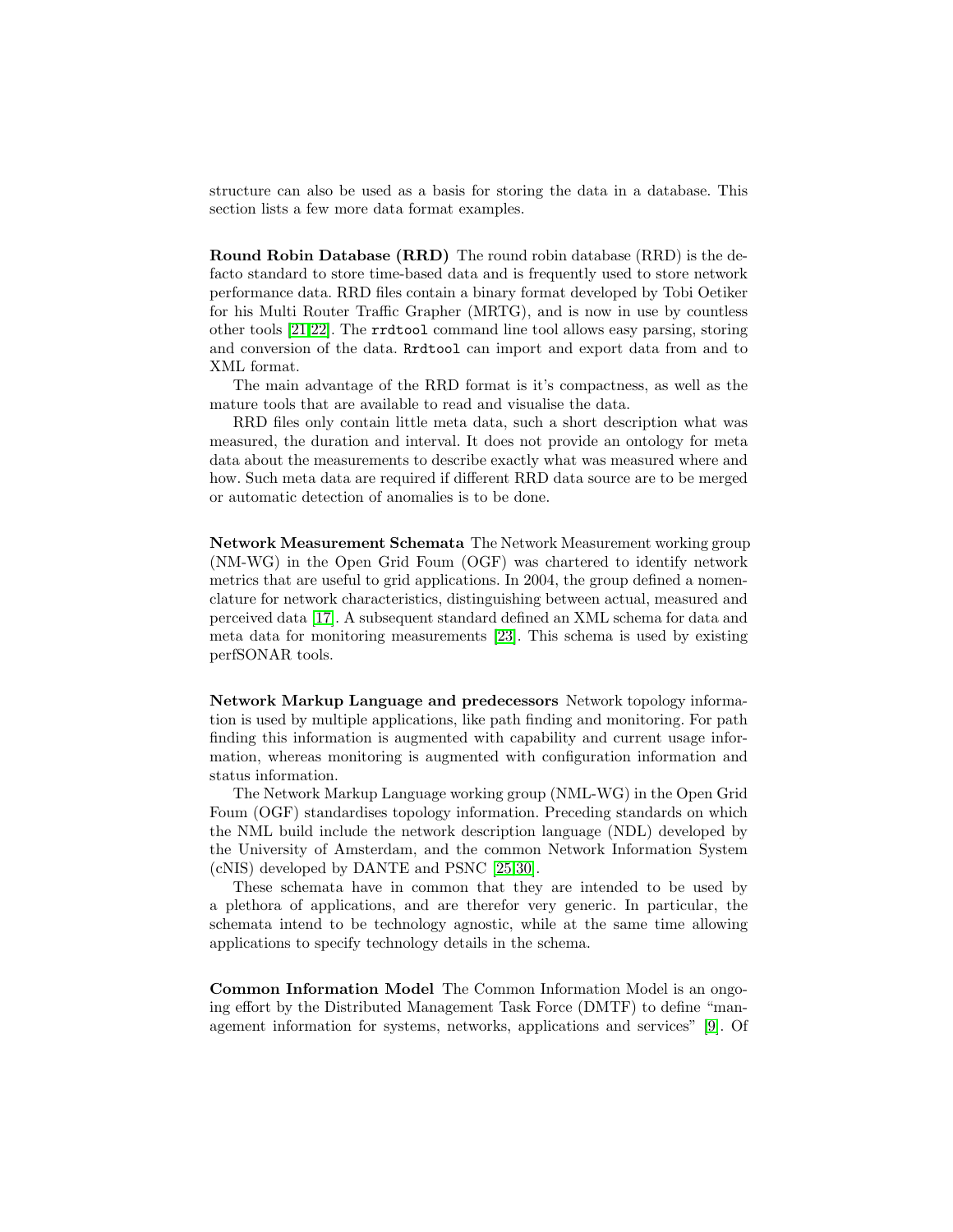structure can also be used as a basis for storing the data in a database. This section lists a few more data format examples.

**Round Robin Database (RRD)** The round robin database (RRD) is the defacto standard to store time-based data and is frequently used to store network performance data. RRD files contain a binary format developed by Tobi Oetiker for his Multi Router Traffic Grapher (MRTG), and is now in use by countless other tools [21,22]. The `rrdtool` command line tool allows easy parsing, storing and conversion of the data. `Rrdtool` can import and export data from and to XML format.

The main advantage of the RRD format is it's compactness, as well as the mature tools that are available to read and visualise the data.

RRD files only contain little meta data, such a short description what was measured, the duration and interval. It does not provide an ontology for meta data about the measurements to describe exactly what was measured where and how. Such meta data are required if different RRD data source are to be merged or automatic detection of anomalies is to be done.

**Network Measurement Schemata** The Network Measurement working group (NM-WG) in the Open Grid Foum (OGF) was chartered to identify network metrics that are useful to grid applications. In 2004, the group defined a nomenclature for network characteristics, distinguishing between actual, measured and perceived data [17]. A subsequent standard defined an XML schema for data and meta data for monitoring measurements [23]. This schema is used by existing perfSONAR tools.

**Network Markup Language and predecessors** Network topology information is used by multiple applications, like path finding and monitoring. For path finding this information is augmented with capability and current usage information, whereas monitoring is augmented with configuration information and status information.

The Network Markup Language working group (NML-WG) in the Open Grid Foum (OGF) standardises topology information. Preceding standards on which the NML build include the network description language (NDL) developed by the University of Amsterdam, and the common Network Information System (cNIS) developed by DANTE and PSNC [25,30].

These schemata have in common that they are intended to be used by a plethora of applications, and are therefor very generic. In particular, the schemata intend to be technology agnostic, while at the same time allowing applications to specify technology details in the schema.

**Common Information Model** The Common Information Model is an ongoing effort by the Distributed Management Task Force (DMTF) to define "management information for systems, networks, applications and services" [9]. Of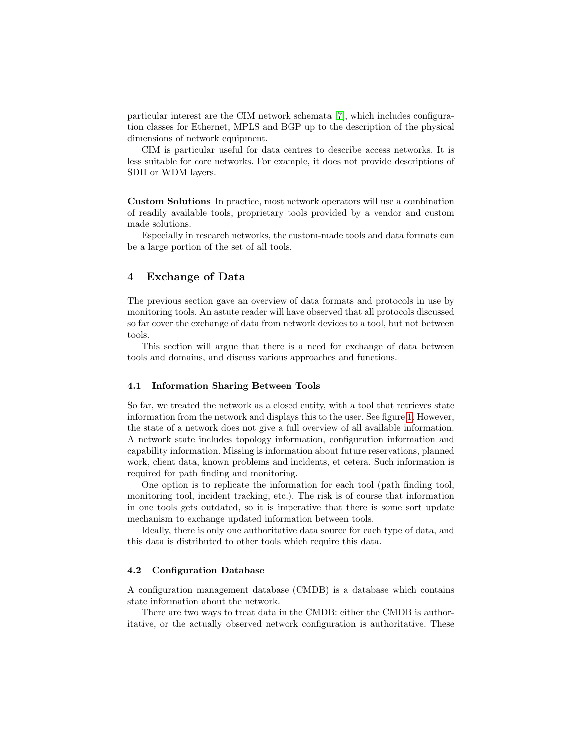particular interest are the CIM network schemata [7], which includes configuration classes for Ethernet, MPLS and BGP up to the description of the physical dimensions of network equipment.

CIM is particular useful for data centres to describe access networks. It is less suitable for core networks. For example, it does not provide descriptions of SDH or WDM layers.

**Custom Solutions** In practice, most network operators will use a combination of readily available tools, proprietary tools provided by a vendor and custom made solutions.

Especially in research networks, the custom-made tools and data formats can be a large portion of the set of all tools.

## 4 Exchange of Data

The previous section gave an overview of data formats and protocols in use by monitoring tools. An astute reader will have observed that all protocols discussed so far cover the exchange of data from network devices to a tool, but not between tools.

This section will argue that there is a need for exchange of data between tools and domains, and discuss various approaches and functions.

### 4.1 Information Sharing Between Tools

So far, we treated the network as a closed entity, with a tool that retrieves state information from the network and displays this to the user. See figure 1. However, the state of a network does not give a full overview of all available information. A network state includes topology information, configuration information and capability information. Missing is information about future reservations, planned work, client data, known problems and incidents, et cetera. Such information is required for path finding and monitoring.

One option is to replicate the information for each tool (path finding tool, monitoring tool, incident tracking, etc.). The risk is of course that information in one tools gets outdated, so it is imperative that there is some sort update mechanism to exchange updated information between tools.

Ideally, there is only one authoritative data source for each type of data, and this data is distributed to other tools which require this data.

### 4.2 Configuration Database

A configuration management database (CMDB) is a database which contains state information about the network.

There are two ways to treat data in the CMDB: either the CMDB is authoritative, or the actually observed network configuration is authoritative. These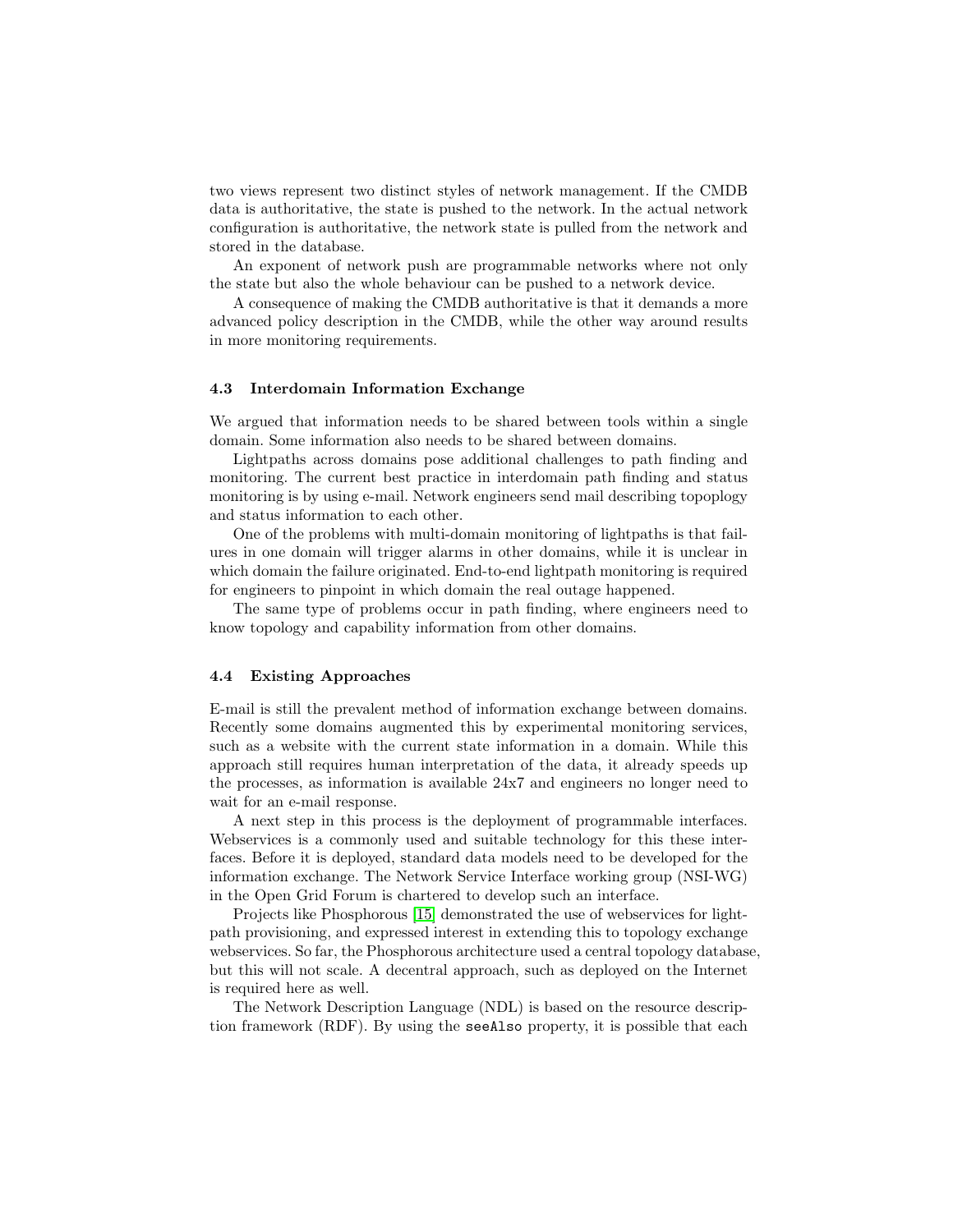two views represent two distinct styles of network management. If the CMDB data is authoritative, the state is pushed to the network. In the actual network configuration is authoritative, the network state is pulled from the network and stored in the database.

An exponent of network push are programmable networks where not only the state but also the whole behaviour can be pushed to a network device.

A consequence of making the CMDB authoritative is that it demands a more advanced policy description in the CMDB, while the other way around results in more monitoring requirements.

### 4.3 Interdomain Information Exchange

We argued that information needs to be shared between tools within a single domain. Some information also needs to be shared between domains.

Lightpaths across domains pose additional challenges to path finding and monitoring. The current best practice in interdomain path finding and status monitoring is by using e-mail. Network engineers send mail describing topoplogy and status information to each other.

One of the problems with multi-domain monitoring of lightpaths is that failures in one domain will trigger alarms in other domains, while it is unclear in which domain the failure originated. End-to-end lightpath monitoring is required for engineers to pinpoint in which domain the real outage happened.

The same type of problems occur in path finding, where engineers need to know topology and capability information from other domains.

### 4.4 Existing Approaches

E-mail is still the prevalent method of information exchange between domains. Recently some domains augmented this by experimental monitoring services, such as a website with the current state information in a domain. While this approach still requires human interpretation of the data, it already speeds up the processes, as information is available 24x7 and engineers no longer need to wait for an e-mail response.

A next step in this process is the deployment of programmable interfaces. Webservices is a commonly used and suitable technology for this these interfaces. Before it is deployed, standard data models need to be developed for the information exchange. The Network Service Interface working group (NSI-WG) in the Open Grid Forum is chartered to develop such an interface.

Projects like Phosphorous [15] demonstrated the use of webservices for lightpath provisioning, and expressed interest in extending this to topology exchange webservices. So far, the Phosphorous architecture used a central topology database, but this will not scale. A decentral approach, such as deployed on the Internet is required here as well.

The Network Description Language (NDL) is based on the resource description framework (RDF). By using the `seeAlso` property, it is possible that each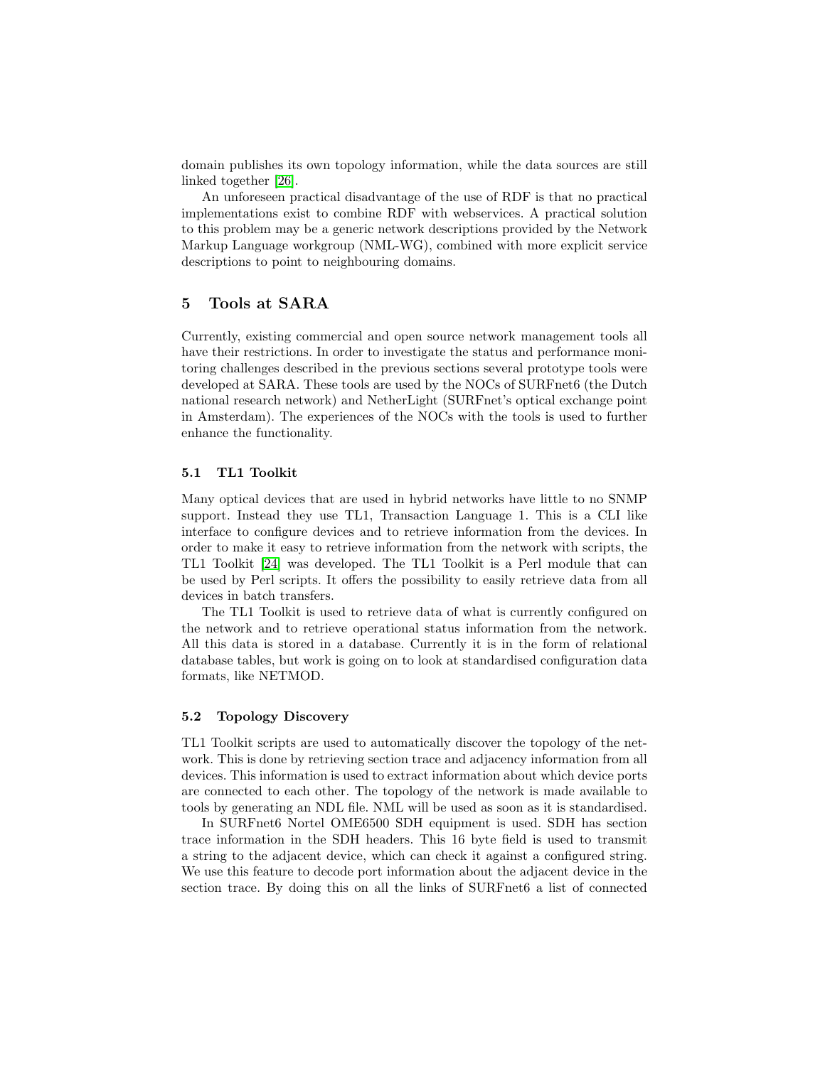domain publishes its own topology information, while the data sources are still linked together [26].

An unforeseen practical disadvantage of the use of RDF is that no practical implementations exist to combine RDF with webservices. A practical solution to this problem may be a generic network descriptions provided by the Network Markup Language workgroup (NML-WG), combined with more explicit service descriptions to point to neighbouring domains.

## 5 Tools at SARA

Currently, existing commercial and open source network management tools all have their restrictions. In order to investigate the status and performance monitoring challenges described in the previous sections several prototype tools were developed at SARA. These tools are used by the NOCs of SURFnet6 (the Dutch national research network) and NetherLight (SURFnet's optical exchange point in Amsterdam). The experiences of the NOCs with the tools is used to further enhance the functionality.

### 5.1 TL1 Toolkit

Many optical devices that are used in hybrid networks have little to no SNMP support. Instead they use TL1, Transaction Language 1. This is a CLI like interface to configure devices and to retrieve information from the devices. In order to make it easy to retrieve information from the network with scripts, the TL1 Toolkit [24] was developed. The TL1 Toolkit is a Perl module that can be used by Perl scripts. It offers the possibility to easily retrieve data from all devices in batch transfers.

The TL1 Toolkit is used to retrieve data of what is currently configured on the network and to retrieve operational status information from the network. All this data is stored in a database. Currently it is in the form of relational database tables, but work is going on to look at standardised configuration data formats, like NETMOD.

### 5.2 Topology Discovery

TL1 Toolkit scripts are used to automatically discover the topology of the network. This is done by retrieving section trace and adjacency information from all devices. This information is used to extract information about which device ports are connected to each other. The topology of the network is made available to tools by generating an NDL file. NML will be used as soon as it is standardised.

In SURFnet6 Nortel OME6500 SDH equipment is used. SDH has section trace information in the SDH headers. This 16 byte field is used to transmit a string to the adjacent device, which can check it against a configured string. We use this feature to decode port information about the adjacent device in the section trace. By doing this on all the links of SURFnet6 a list of connected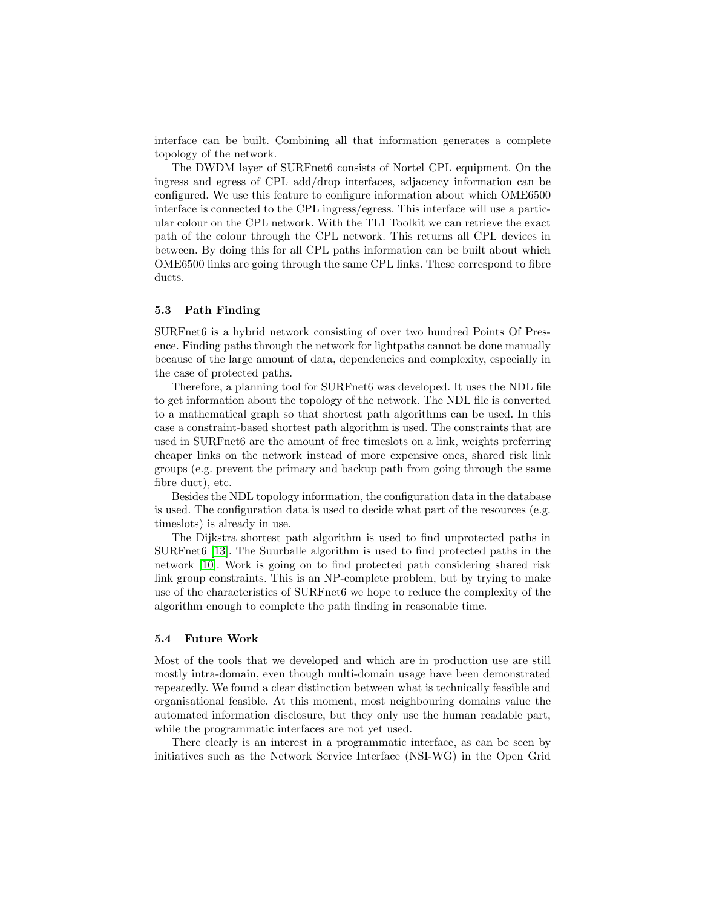interface can be built. Combining all that information generates a complete topology of the network.

The DWDM layer of SURFnet6 consists of Nortel CPL equipment. On the ingress and egress of CPL add/drop interfaces, adjacency information can be configured. We use this feature to configure information about which OME6500 interface is connected to the CPL ingress/egress. This interface will use a particular colour on the CPL network. With the TL1 Toolkit we can retrieve the exact path of the colour through the CPL network. This returns all CPL devices in between. By doing this for all CPL paths information can be built about which OME6500 links are going through the same CPL links. These correspond to fibre ducts.

### 5.3 Path Finding

SURFnet6 is a hybrid network consisting of over two hundred Points Of Presence. Finding paths through the network for lightpaths cannot be done manually because of the large amount of data, dependencies and complexity, especially in the case of protected paths.

Therefore, a planning tool for SURFnet6 was developed. It uses the NDL file to get information about the topology of the network. The NDL file is converted to a mathematical graph so that shortest path algorithms can be used. In this case a constraint-based shortest path algorithm is used. The constraints that are used in SURFnet6 are the amount of free timeslots on a link, weights preferring cheaper links on the network instead of more expensive ones, shared risk link groups (e.g. prevent the primary and backup path from going through the same fibre duct), etc.

Besides the NDL topology information, the configuration data in the database is used. The configuration data is used to decide what part of the resources (e.g. timeslots) is already in use.

The Dijkstra shortest path algorithm is used to find unprotected paths in SURFnet6 [13]. The Suurballe algorithm is used to find protected paths in the network [10]. Work is going on to find protected path considering shared risk link group constraints. This is an NP-complete problem, but by trying to make use of the characteristics of SURFnet6 we hope to reduce the complexity of the algorithm enough to complete the path finding in reasonable time.

### 5.4 Future Work

Most of the tools that we developed and which are in production use are still mostly intra-domain, even though multi-domain usage have been demonstrated repeatedly. We found a clear distinction between what is technically feasible and organisational feasible. At this moment, most neighbouring domains value the automated information disclosure, but they only use the human readable part, while the programmatic interfaces are not yet used.

There clearly is an interest in a programmatic interface, as can be seen by initiatives such as the Network Service Interface (NSI-WG) in the Open Grid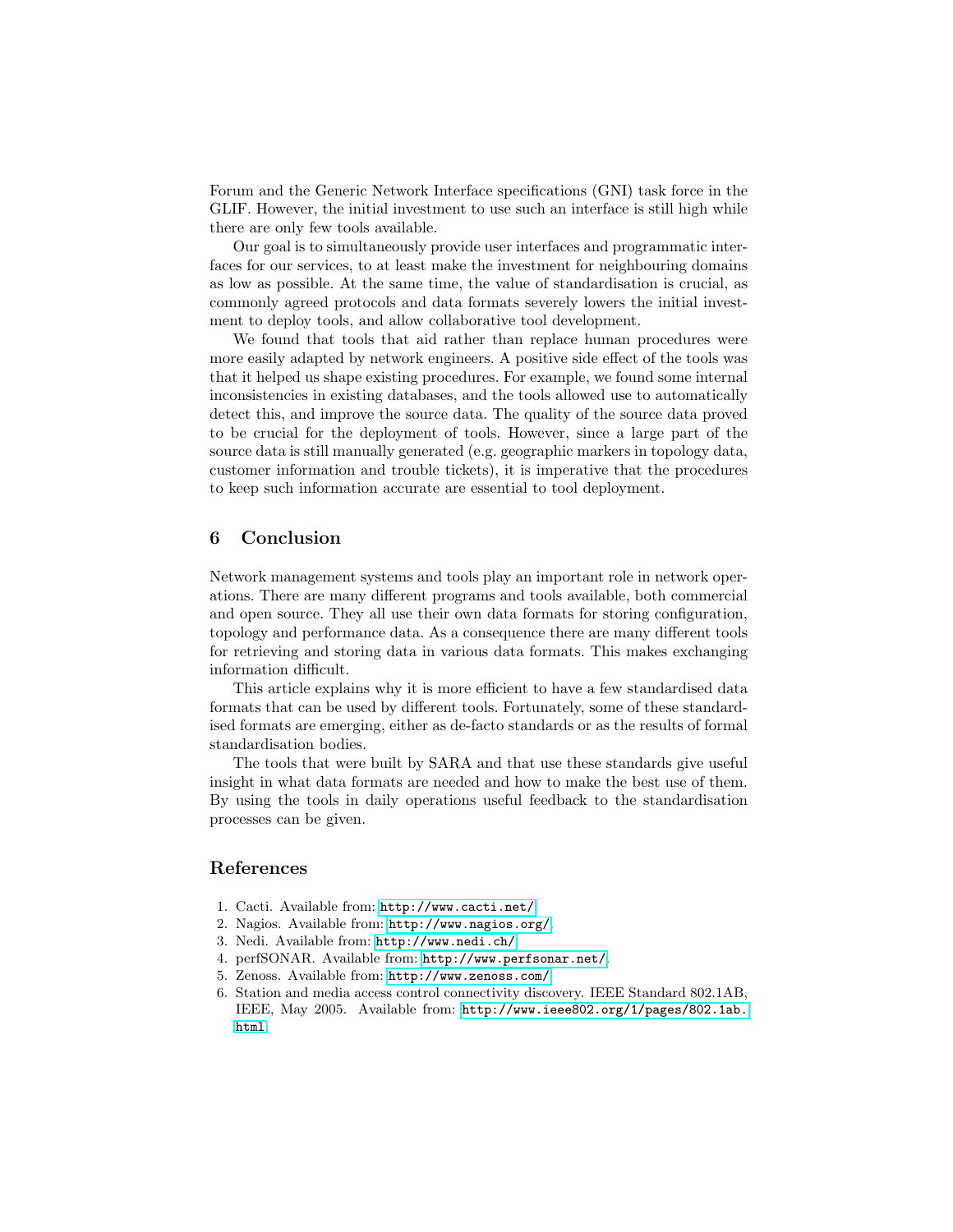Forum and the Generic Network Interface specifications (GNI) task force in the GLIF. However, the initial investment to use such an interface is still high while there are only few tools available.

Our goal is to simultaneously provide user interfaces and programmatic interfaces for our services, to at least make the investment for neighbouring domains as low as possible. At the same time, the value of standardisation is crucial, as commonly agreed protocols and data formats severely lowers the initial investment to deploy tools, and allow collaborative tool development.

We found that tools that aid rather than replace human procedures were more easily adapted by network engineers. A positive side effect of the tools was that it helped us shape existing procedures. For example, we found some internal inconsistencies in existing databases, and the tools allowed use to automatically detect this, and improve the source data. The quality of the source data proved to be crucial for the deployment of tools. However, since a large part of the source data is still manually generated (e.g. geographic markers in topology data, customer information and trouble tickets), it is imperative that the procedures to keep such information accurate are essential to tool deployment.

## 6 Conclusion

Network management systems and tools play an important role in network operations. There are many different programs and tools available, both commercial and open source. They all use their own data formats for storing configuration, topology and performance data. As a consequence there are many different tools for retrieving and storing data in various data formats. This makes exchanging information difficult.

This article explains why it is more efficient to have a few standardised data formats that can be used by different tools. Fortunately, some of these standardised formats are emerging, either as de-facto standards or as the results of formal standardisation bodies.

The tools that were built by SARA and that use these standards give useful insight in what data formats are needed and how to make the best use of them. By using the tools in daily operations useful feedback to the standardisation processes can be given.

## References

1. Cacti. Available from: http://www.cacti.net/.
2. Nagios. Available from: http://www.nagios.org/.
3. Nedi. Available from: http://www.nedi.ch/.
4. perfSONAR. Available from: http://www.perfsonar.net/.
5. Zenoss. Available from: http://www.zenoss.com/.
6. Station and media access control connectivity discovery. IEEE Standard 802.1AB, IEEE, May 2005. Available from: http://www.ieee802.org/1/pages/802.1ab.html.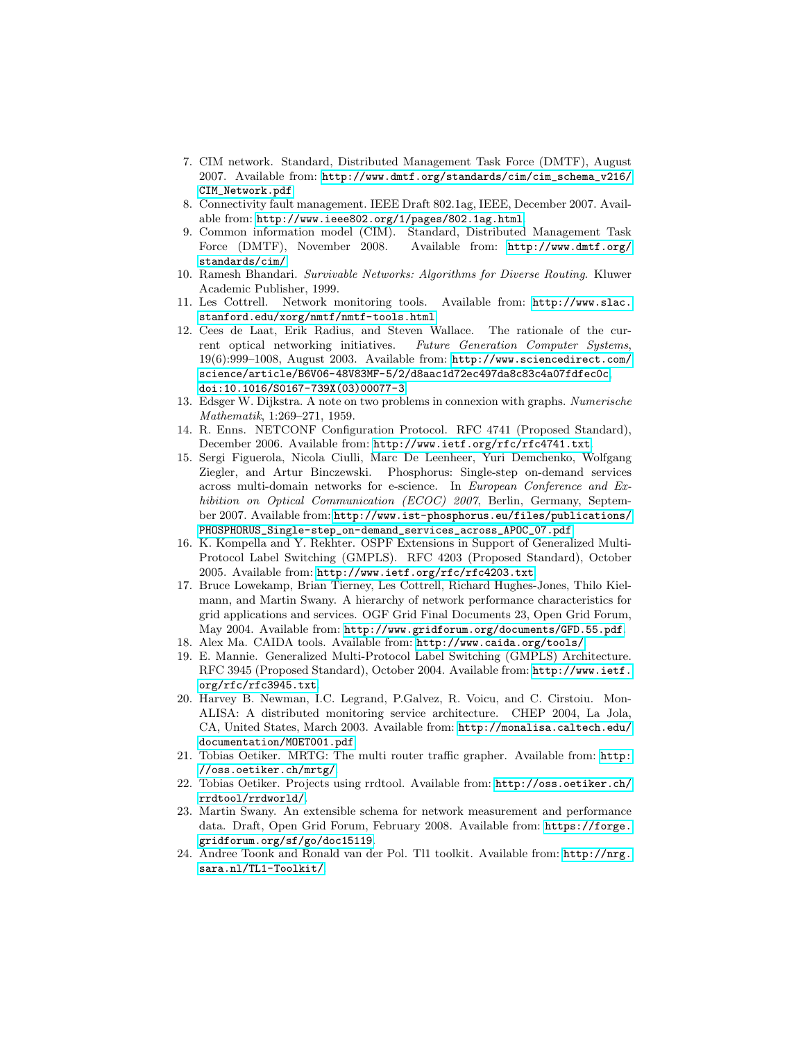7. CIM network. Standard, Distributed Management Task Force (DMTF), August 2007. Available from: http://www.dmtf.org/standards/cim/cim_schema_v216/CIM_Network.pdf.
8. Connectivity fault management. IEEE Draft 802.1ag, IEEE, December 2007. Available from: http://www.ieee802.org/1/pages/802.1ag.html.
9. Common information model (CIM). Standard, Distributed Management Task Force (DMTF), November 2008. Available from: http://www.dmtf.org/standards/cim/.
10. Ramesh Bhandari. *Survivable Networks: Algorithms for Diverse Routing*. Kluwer Academic Publisher, 1999.
11. Les Cottrell. Network monitoring tools. Available from: http://www.slac.stanford.edu/xorg/nmtf/nmtf-tools.html.
12. Cees de Laat, Erik Radius, and Steven Wallace. The rationale of the current optical networking initiatives. *Future Generation Computer Systems*, 19(6):999–1008, August 2003. Available from: http://www.sciencedirect.com/science/article/B6V06-48V83MF-5/2/d8aac1d72ec497da8c83c4a07fdfec0c, doi:10.1016/S0167-739X(03)00077-3.
13. Edsger W. Dijkstra. A note on two problems in connexion with graphs. *Numerische Mathematik*, 1:269–271, 1959.
14. R. Enns. NETCONF Configuration Protocol. RFC 4741 (Proposed Standard), December 2006. Available from: http://www.ietf.org/rfc/rfc4741.txt.
15. Sergi Figuerola, Nicola Ciulli, Marc De Leenheer, Yuri Demchenko, Wolfgang Ziegler, and Artur Binczewski. Phosphorus: Single-step on-demand services across multi-domain networks for e-science. In *European Conference and Exhibition on Optical Communication (ECOC) 2007*, Berlin, Germany, September 2007. Available from: http://www.ist-phosphorus.eu/files/publications/PHOSPHORUS_Single-step_on-demand_services_across_APOC_07.pdf.
16. K. Kompella and Y. Rekhter. OSPF Extensions in Support of Generalized Multi-Protocol Label Switching (GMPLS). RFC 4203 (Proposed Standard), October 2005. Available from: http://www.ietf.org/rfc/rfc4203.txt.
17. Bruce Lowekamp, Brian Tierney, Les Cottrell, Richard Hughes-Jones, Thilo Kielmann, and Martin Swany. A hierarchy of network performance characteristics for grid applications and services. OGF Grid Final Documents 23, Open Grid Forum, May 2004. Available from: http://www.gridforum.org/documents/GFD.55.pdf.
18. Alex Ma. CAIDA tools. Available from: http://www.caida.org/tools/.
19. E. Mannie. Generalized Multi-Protocol Label Switching (GMPLS) Architecture. RFC 3945 (Proposed Standard), October 2004. Available from: http://www.ietf.org/rfc/rfc3945.txt.
20. Harvey B. Newman, I.C. Legrand, P.Galvez, R. Voicu, and C. Cirstoiu. MonALISA: A distributed monitoring service architecture. CHEP 2004, La Jola, CA, United States, March 2003. Available from: http://monalisa.caltech.edu/documentation/MOET001.pdf.
21. Tobias Oetiker. MRTG: The multi router traffic grapher. Available from: http://oss.oetiker.ch/mrtg/.
22. Tobias Oetiker. Projects using rrdtool. Available from: http://oss.oetiker.ch/rrdtool/rrdworld/.
23. Martin Swany. An extensible schema for network measurement and performance data. Draft, Open Grid Forum, February 2008. Available from: https://forge.gridforum.org/sf/go/doc15119.
24. Andree Toonk and Ronald van der Pol. Tl1 toolkit. Available from: http://nrg.sara.nl/TL1-Toolkit/.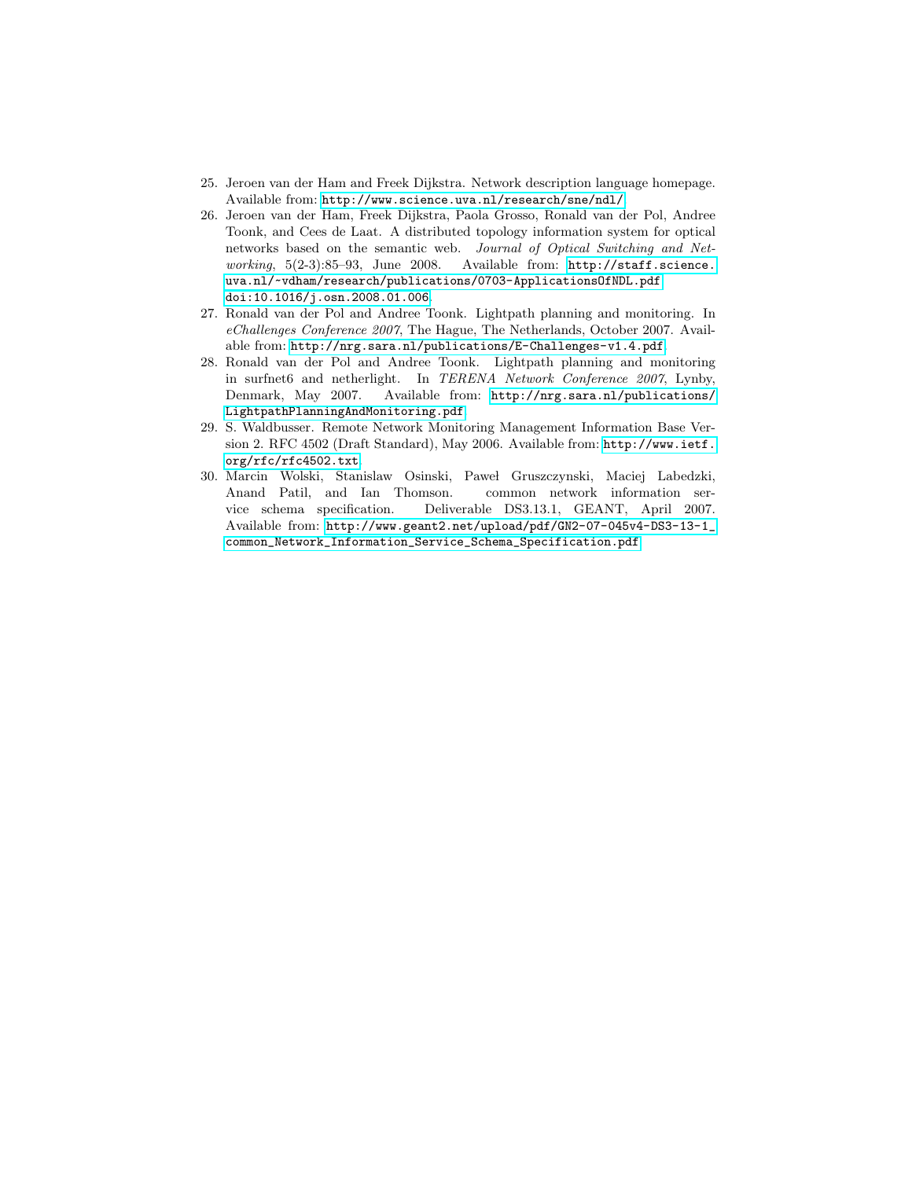25. Jeroen van der Ham and Freek Dijkstra. Network description language homepage. Available from: http://www.science.uva.nl/research/sne/ndl/
26. Jeroen van der Ham, Freek Dijkstra, Paola Grosso, Ronald van der Pol, Andree Toonk, and Cees de Laat. A distributed topology information system for optical networks based on the semantic web. *Journal of Optical Switching and Networking*, 5(2-3):85–93, June 2008. Available from: http://staff.science.uva.nl/~vdham/research/publications/0703-ApplicationsOfNDL.pdf doi:10.1016/j.osn.2008.01.006.
27. Ronald van der Pol and Andree Toonk. Lightpath planning and monitoring. In *eChallenges Conference 2007*, The Hague, The Netherlands, October 2007. Available from: http://nrg.sara.nl/publications/E-Challenges-v1.4.pdf
28. Ronald van der Pol and Andree Toonk. Lightpath planning and monitoring in surfnet6 and netherlight. In *TERENA Network Conference 2007*, Lynby, Denmark, May 2007. Available from: http://nrg.sara.nl/publications/LightpathPlanningAndMonitoring.pdf
29. S. Waldbusser. Remote Network Monitoring Management Information Base Version 2. RFC 4502 (Draft Standard), May 2006. Available from: http://www.ietf.org/rfc/rfc4502.txt
30. Marcin Wolski, Stanislaw Osinski, Paweł Gruszczynski, Maciej Labedzki, Anand Patil, and Ian Thomson. common network information service schema specification. Deliverable DS3.13.1, GEANT, April 2007. Available from: http://www.geant2.net/upload/pdf/GN2-07-045v4-DS3-13-1_common_Network_Information_Service_Schema_Specification.pdf